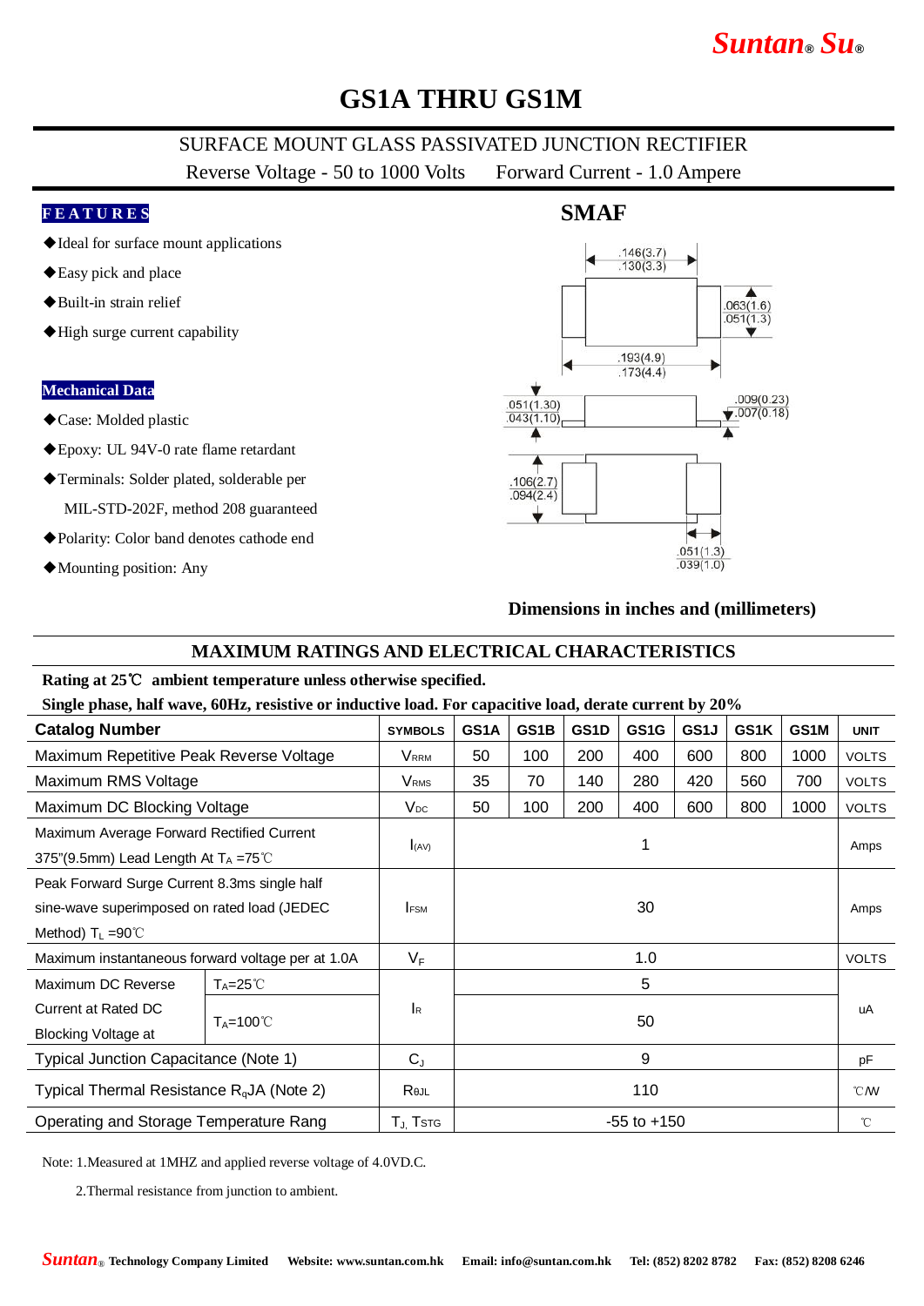# GS1A THRU GS1M

SURFACE MOUNT GLASS PASSIVATED JUNCTION RECTIFIER

Reverse Voltage - 50 to 1000 Volts    Forward Current - 1.0 Ampere

## FEATURES

- ◆Ideal for surface mount applications
- ◆Easy pick and place
- ◆Built-in strain relief
- ◆High surge current capability

## Mechanical Data

- ◆Case: Molded plastic
- ◆Epoxy: UL 94V-0 rate flame retardant
- ◆Terminals: Solder plated, solderable per MIL-STD-202F, method 208 guaranteed
- ◆Polarity: Color band denotes cathode end
- ◆Mounting position: Any

## SMAF

.146(3.7) .130(3.3)
.063(1.6) .051(1.3)
.193(4.9) .173(4.4)
.051(1.30) .043(1.10)
.009(0.23) .007(0.18)
.106(2.7) .094(2.4)
.051(1.3) .039(1.0)

**Dimensions in inches and (millimeters)**

## MAXIMUM RATINGS AND ELECTRICAL CHARACTERISTICS

**Rating at 25℃ ambient temperature unless otherwise specified.**

**Single phase, half wave, 60Hz, resistive or inductive load. For capacitive load, derate current by 20%**

| Catalog Number | | SYMBOLS | GS1A | GS1B | GS1D | GS1G | GS1J | GS1K | GS1M | UNIT |
|---|---|---|---|---|---|---|---|---|---|---|
| Maximum Repetitive Peak Reverse Voltage | | $V_{RRM}$ | 50 | 100 | 200 | 400 | 600 | 800 | 1000 | VOLTS |
| Maximum RMS Voltage | | $V_{RMS}$ | 35 | 70 | 140 | 280 | 420 | 560 | 700 | VOLTS |
| Maximum DC Blocking Voltage | | $V_{DC}$ | 50 | 100 | 200 | 400 | 600 | 800 | 1000 | VOLTS |
| Maximum Average Forward Rectified Current 375"(9.5mm) Lead Length At $T_A$ =75℃ | | $I_{(AV)}$ | 1 | | | | | | | Amps |
| Peak Forward Surge Current 8.3ms single half sine-wave superimposed on rated load (JEDEC Method) $T_L$ =90℃ | | $I_{FSM}$ | 30 | | | | | | | Amps |
| Maximum instantaneous forward voltage per at 1.0A | | $V_F$ | 1.0 | | | | | | | VOLTS |
| Maximum DC Reverse Current at Rated DC Blocking Voltage at | $T_A$=25℃ | $I_R$ | 5 | | | | | | | uA |
| | $T_A$=100℃ | | 50 | | | | | | | |
| Typical Junction Capacitance (Note 1) | | $C_J$ | 9 | | | | | | | pF |
| Typical Thermal Resistance $R_{q}JA$ (Note 2) | | $R_{\theta JL}$ | 110 | | | | | | | ℃/W |
| Operating and Storage Temperature Rang | | $T_J$, $T_{STG}$ | -55 to +150 | | | | | | | ℃ |

Note: 1.Measured at 1MHZ and applied reverse voltage of 4.0VD.C.

2.Thermal resistance from junction to ambient.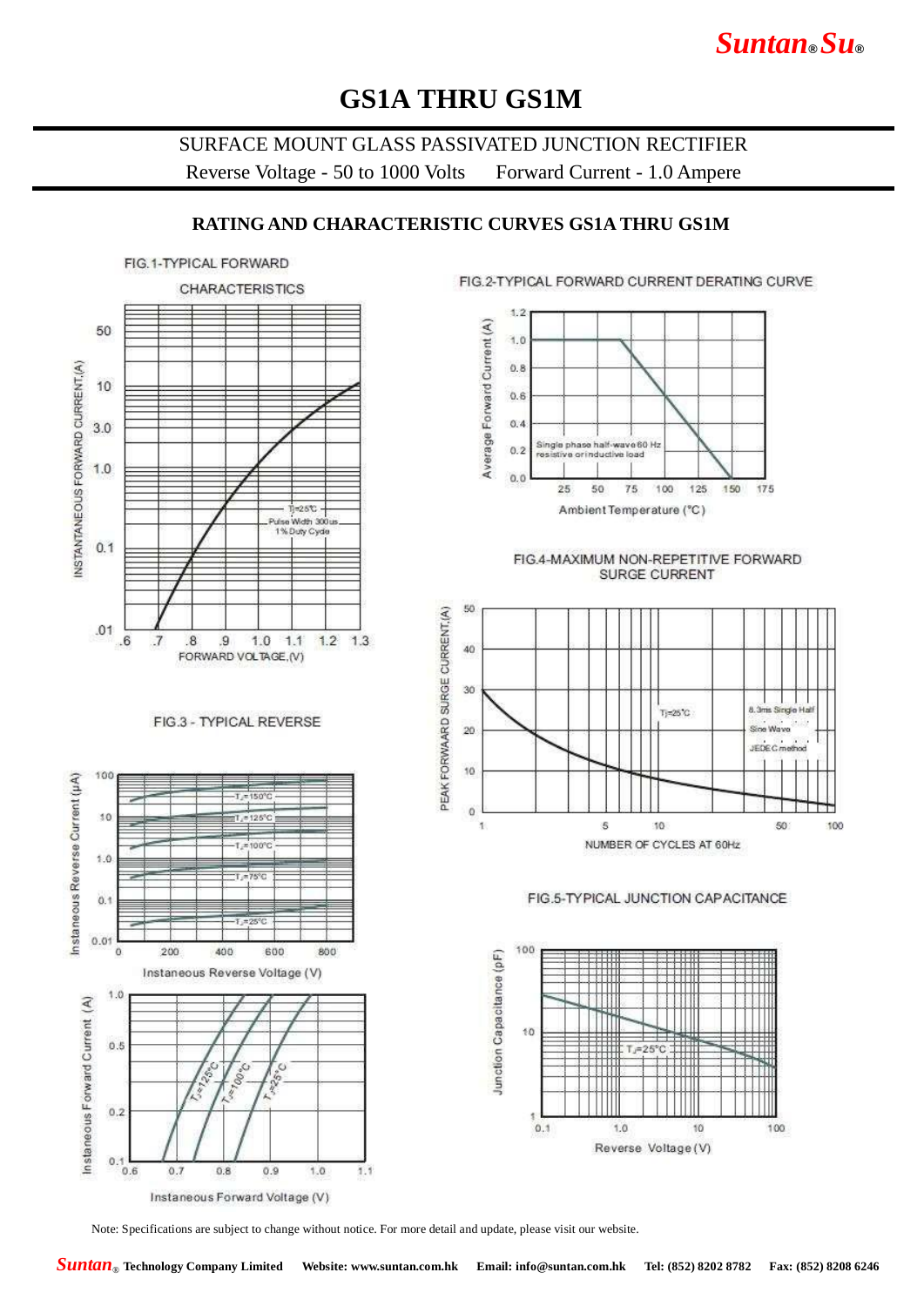Suntan® Su®

# GS1A THRU GS1M

SURFACE MOUNT GLASS PASSIVATED JUNCTION RECTIFIER

Reverse Voltage - 50 to 1000 Volts     Forward Current - 1.0 Ampere

## RATING AND CHARACTERISTIC CURVES GS1A THRU GS1M

FIG.1-TYPICAL FORWARD CHARACTERISTICS

INSTANTANEOUS FORWARD CURRENT,(A)

50
10
3.0
1.0
0.1
.01

Tj=25℃
Pulse Width 300us
1% Duty Cycle

.6 .7 .8 .9 1.0 1.1 1.2 1.3

FORWARD VOLTAGE,(V)

FIG.2-TYPICAL FORWARD CURRENT DERATING CURVE

Average Forward Current (A)

1.2
1.0
0.8
0.6
0.4
0.2
0.0

Single phase half-wave 60 Hz
resistive or inductive load

25 50 75 100 125 150 175

Ambient Temperature (°C)

FIG.3 - TYPICAL REVERSE

Instaneous Reverse Current (μA)

100
10
1.0
0.1
0.01

$T_J$=150°C
$T_J$=125°C
$T_J$=100°C
$T_J$=75°C
$T_J$=25°C

0 200 400 600 800

Instaneous Reverse Voltage (V)

FIG.4-MAXIMUM NON-REPETITIVE FORWARD SURGE CURRENT

PEAK FORWAARD SURGE CURRENT,(A)

50
40
30
20
10
0

Tj=25℃

8.3ms Single Half
Sine Wave
JEDEC method

1 5 10 50 100

NUMBER OF CYCLES AT 60Hz

Instaneous Forward Current (A)

1.0
0.5
0.2
0.1

$T_J$=125°C
$T_J$=100°C
$T_J$=25°C

0.6 0.7 0.8 0.9 1.0 1.1

Instaneous Forward Voltage (V)

FIG.5-TYPICAL JUNCTION CAPACITANCE

Junction Capacitance (pF)

100
10
1

$T_J$=25°C

0.1 1.0 10 100

Reverse Voltage (V)

Note: Specifications are subject to change without notice. For more detail and update, please visit our website.

Suntan® Technology Company Limited   Website: www.suntan.com.hk   Email: info@suntan.com.hk   Tel: (852) 8202 8782   Fax: (852) 8208 6246